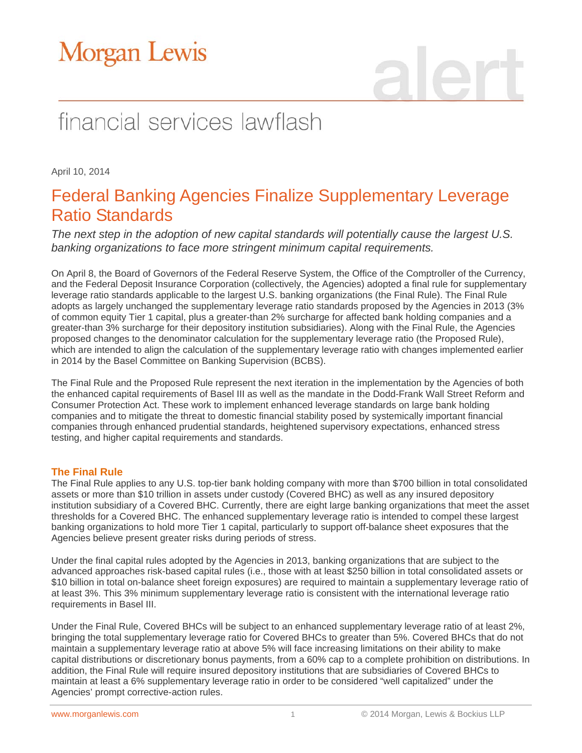# Morgan Lewis

alert

financial services lawflash

April 10, 2014

## Federal Banking Agencies Finalize Supplementary Leverage Ratio Standards

*The next step in the adoption of new capital standards will potentially cause the largest U.S. banking organizations to face more stringent minimum capital requirements.*

On April 8, the Board of Governors of the Federal Reserve System, the Office of the Comptroller of the Currency, and the Federal Deposit Insurance Corporation (collectively, the Agencies) adopted a final rule for supplementary leverage ratio standards applicable to the largest U.S. banking organizations (the Final Rule). The Final Rule adopts as largely unchanged the supplementary leverage ratio standards proposed by the Agencies in 2013 (3% of common equity Tier 1 capital, plus a greater-than 2% surcharge for affected bank holding companies and a greater-than 3% surcharge for their depository institution subsidiaries). Along with the Final Rule, the Agencies proposed changes to the denominator calculation for the supplementary leverage ratio (the Proposed Rule), which are intended to align the calculation of the supplementary leverage ratio with changes implemented earlier in 2014 by the Basel Committee on Banking Supervision (BCBS).

The Final Rule and the Proposed Rule represent the next iteration in the implementation by the Agencies of both the enhanced capital requirements of Basel III as well as the mandate in the Dodd-Frank Wall Street Reform and Consumer Protection Act. These work to implement enhanced leverage standards on large bank holding companies and to mitigate the threat to domestic financial stability posed by systemically important financial companies through enhanced prudential standards, heightened supervisory expectations, enhanced stress testing, and higher capital requirements and standards.

### The Final Rule

The Final Rule applies to any U.S. top-tier bank holding company with more than $700 billion in total consolidated assets or more than $10 trillion in assets under custody (Covered BHC) as well as any insured depository institution subsidiary of a Covered BHC. Currently, there are eight large banking organizations that meet the asset thresholds for a Covered BHC. The enhanced supplementary leverage ratio is intended to compel these largest banking organizations to hold more Tier 1 capital, particularly to support off-balance sheet exposures that the Agencies believe present greater risks during periods of stress.

Under the final capital rules adopted by the Agencies in 2013, banking organizations that are subject to the advanced approaches risk-based capital rules (i.e., those with at least $250 billion in total consolidated assets or $10 billion in total on-balance sheet foreign exposures) are required to maintain a supplementary leverage ratio of at least 3%. This 3% minimum supplementary leverage ratio is consistent with the international leverage ratio requirements in Basel III.

Under the Final Rule, Covered BHCs will be subject to an enhanced supplementary leverage ratio of at least 2%, bringing the total supplementary leverage ratio for Covered BHCs to greater than 5%. Covered BHCs that do not maintain a supplementary leverage ratio at above 5% will face increasing limitations on their ability to make capital distributions or discretionary bonus payments, from a 60% cap to a complete prohibition on distributions. In addition, the Final Rule will require insured depository institutions that are subsidiaries of Covered BHCs to maintain at least a 6% supplementary leverage ratio in order to be considered "well capitalized" under the Agencies' prompt corrective-action rules.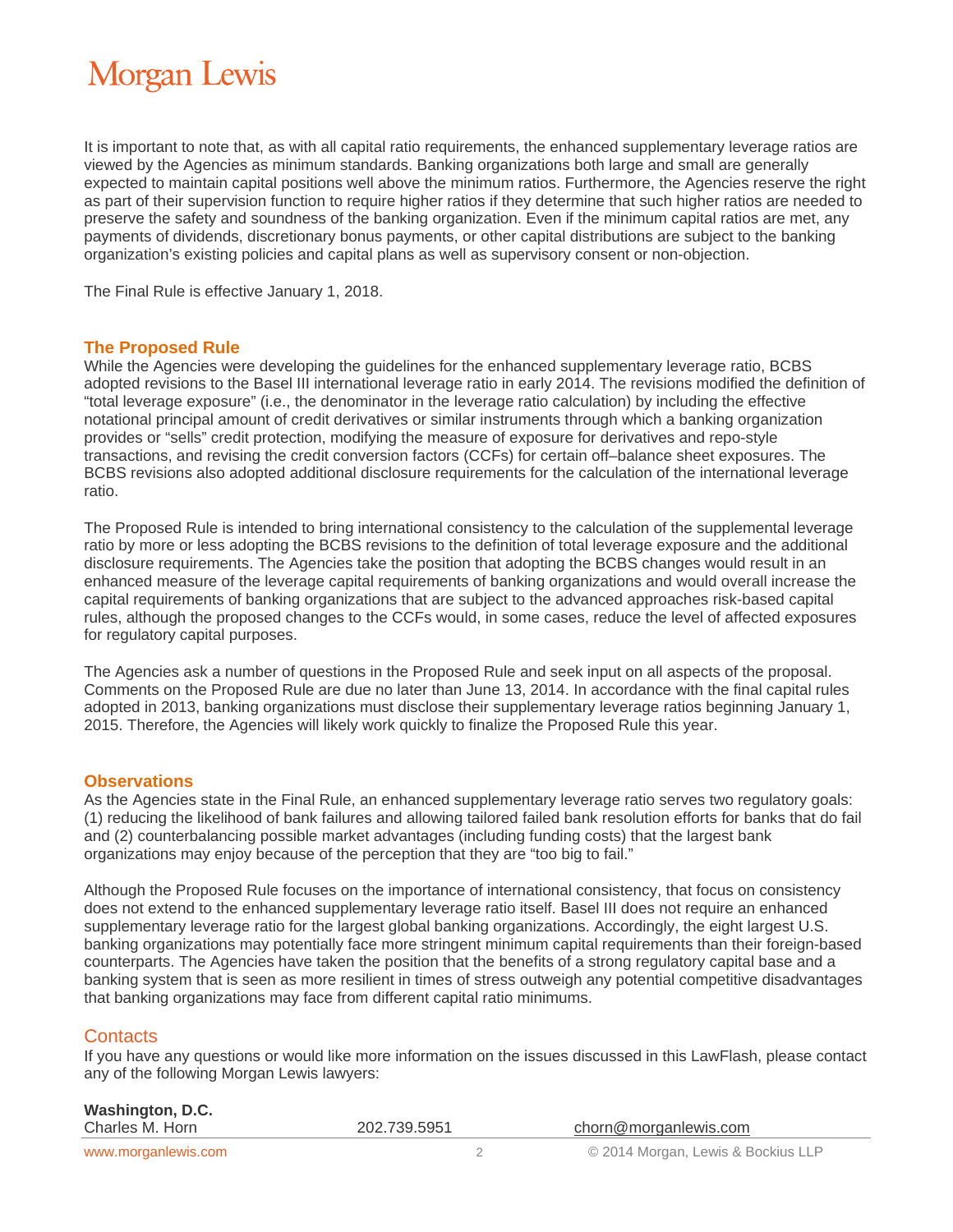It is important to note that, as with all capital ratio requirements, the enhanced supplementary leverage ratios are viewed by the Agencies as minimum standards. Banking organizations both large and small are generally expected to maintain capital positions well above the minimum ratios. Furthermore, the Agencies reserve the right as part of their supervision function to require higher ratios if they determine that such higher ratios are needed to preserve the safety and soundness of the banking organization. Even if the minimum capital ratios are met, any payments of dividends, discretionary bonus payments, or other capital distributions are subject to the banking organization's existing policies and capital plans as well as supervisory consent or non-objection.

The Final Rule is effective January 1, 2018.

## The Proposed Rule

While the Agencies were developing the guidelines for the enhanced supplementary leverage ratio, BCBS adopted revisions to the Basel III international leverage ratio in early 2014. The revisions modified the definition of "total leverage exposure" (i.e., the denominator in the leverage ratio calculation) by including the effective notational principal amount of credit derivatives or similar instruments through which a banking organization provides or "sells" credit protection, modifying the measure of exposure for derivatives and repo-style transactions, and revising the credit conversion factors (CCFs) for certain off–balance sheet exposures. The BCBS revisions also adopted additional disclosure requirements for the calculation of the international leverage ratio.

The Proposed Rule is intended to bring international consistency to the calculation of the supplemental leverage ratio by more or less adopting the BCBS revisions to the definition of total leverage exposure and the additional disclosure requirements. The Agencies take the position that adopting the BCBS changes would result in an enhanced measure of the leverage capital requirements of banking organizations and would overall increase the capital requirements of banking organizations that are subject to the advanced approaches risk-based capital rules, although the proposed changes to the CCFs would, in some cases, reduce the level of affected exposures for regulatory capital purposes.

The Agencies ask a number of questions in the Proposed Rule and seek input on all aspects of the proposal. Comments on the Proposed Rule are due no later than June 13, 2014. In accordance with the final capital rules adopted in 2013, banking organizations must disclose their supplementary leverage ratios beginning January 1, 2015. Therefore, the Agencies will likely work quickly to finalize the Proposed Rule this year.

## Observations

As the Agencies state in the Final Rule, an enhanced supplementary leverage ratio serves two regulatory goals: (1) reducing the likelihood of bank failures and allowing tailored failed bank resolution efforts for banks that do fail and (2) counterbalancing possible market advantages (including funding costs) that the largest bank organizations may enjoy because of the perception that they are "too big to fail."

Although the Proposed Rule focuses on the importance of international consistency, that focus on consistency does not extend to the enhanced supplementary leverage ratio itself. Basel III does not require an enhanced supplementary leverage ratio for the largest global banking organizations. Accordingly, the eight largest U.S. banking organizations may potentially face more stringent minimum capital requirements than their foreign-based counterparts. The Agencies have taken the position that the benefits of a strong regulatory capital base and a banking system that is seen as more resilient in times of stress outweigh any potential competitive disadvantages that banking organizations may face from different capital ratio minimums.

## Contacts

If you have any questions or would like more information on the issues discussed in this LawFlash, please contact any of the following Morgan Lewis lawyers:

**Washington, D.C.**

| | | |
|---|---|---|
| Charles M. Horn | 202.739.5951 | chorn@morganlewis.com |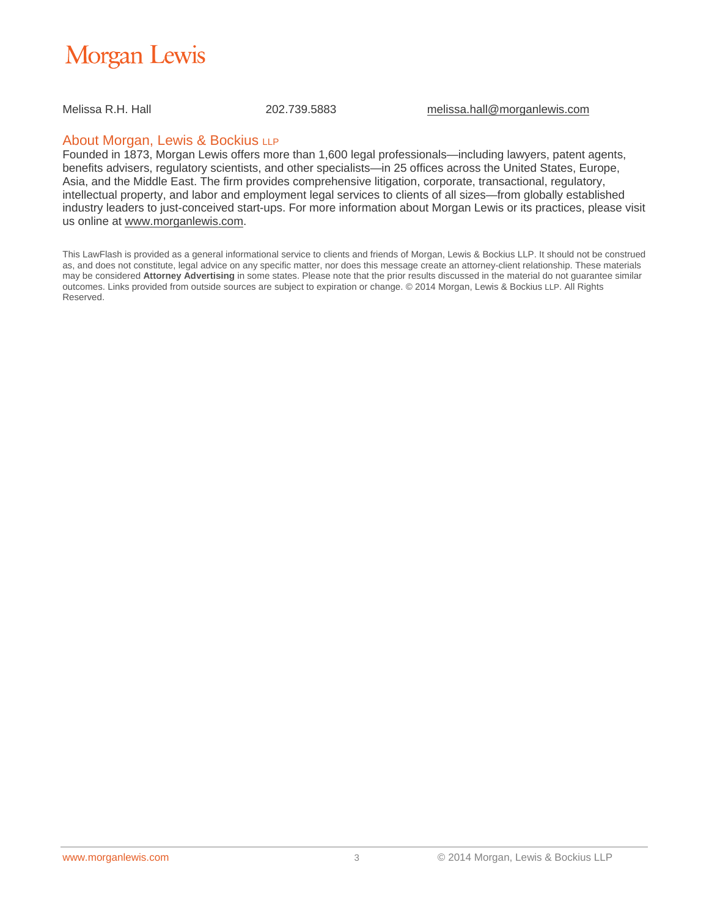Morgan Lewis

| | | |
|---|---|---|
| Melissa R.H. Hall | 202.739.5883 | melissa.hall@morganlewis.com |

## About Morgan, Lewis & Bockius LLP

Founded in 1873, Morgan Lewis offers more than 1,600 legal professionals—including lawyers, patent agents, benefits advisers, regulatory scientists, and other specialists—in 25 offices across the United States, Europe, Asia, and the Middle East. The firm provides comprehensive litigation, corporate, transactional, regulatory, intellectual property, and labor and employment legal services to clients of all sizes—from globally established industry leaders to just-conceived start-ups. For more information about Morgan Lewis or its practices, please visit us online at www.morganlewis.com.

This LawFlash is provided as a general informational service to clients and friends of Morgan, Lewis & Bockius LLP. It should not be construed as, and does not constitute, legal advice on any specific matter, nor does this message create an attorney-client relationship. These materials may be considered **Attorney Advertising** in some states. Please note that the prior results discussed in the material do not guarantee similar outcomes. Links provided from outside sources are subject to expiration or change. © 2014 Morgan, Lewis & Bockius LLP. All Rights Reserved.